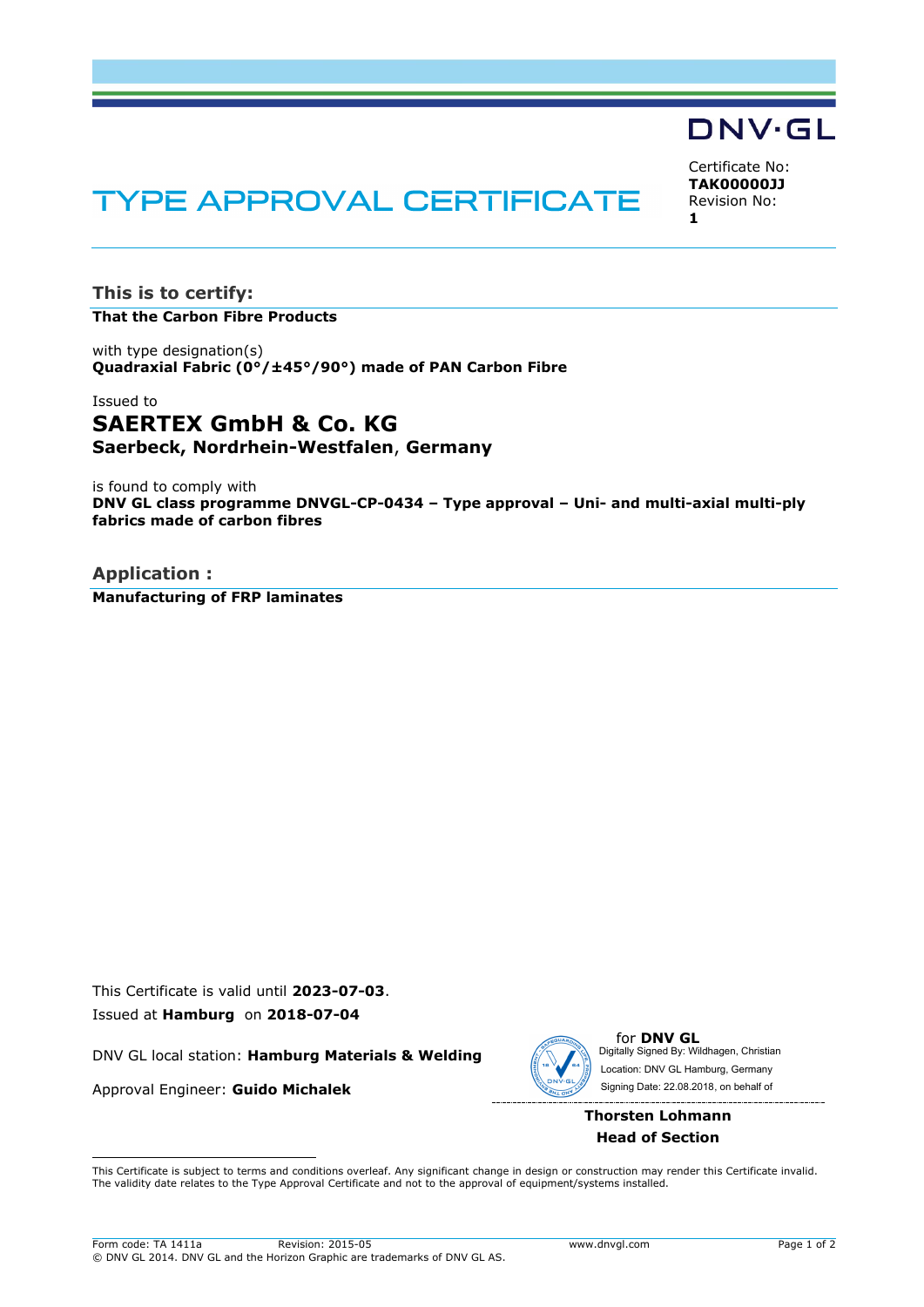DNV·GL

# TYPE APPROVAL CERTIFICATE

Certificate No:
**TAK00000JJ**
Revision No:
**1**

## This is to certify:

**That the Carbon Fibre Products**

with type designation(s)
**Quadraxial Fabric (0°/±45°/90°) made of PAN Carbon Fibre**

Issued to
## SAERTEX GmbH & Co. KG
**Saerbeck, Nordrhein-Westfalen, Germany**

is found to comply with
**DNV GL class programme DNVGL-CP-0434 – Type approval – Uni- and multi-axial multi-ply fabrics made of carbon fibres**

## Application :

**Manufacturing of FRP laminates**

This Certificate is valid until **2023-07-03**.
Issued at **Hamburg** on **2018-07-04**

DNV GL local station: **Hamburg Materials & Welding**

Approval Engineer: **Guido Michalek**

for **DNV GL**
Digitally Signed By: Wildhagen, Christian
Location: DNV GL Hamburg, Germany
Signing Date: 22.08.2018, on behalf of

**Thorsten Lohmann**
**Head of Section**

This Certificate is subject to terms and conditions overleaf. Any significant change in design or construction may render this Certificate invalid. The validity date relates to the Type Approval Certificate and not to the approval of equipment/systems installed.

Form code: TA 1411a Revision: 2015-05 www.dnvgl.com
© DNV GL 2014. DNV GL and the Horizon Graphic are trademarks of DNV GL AS.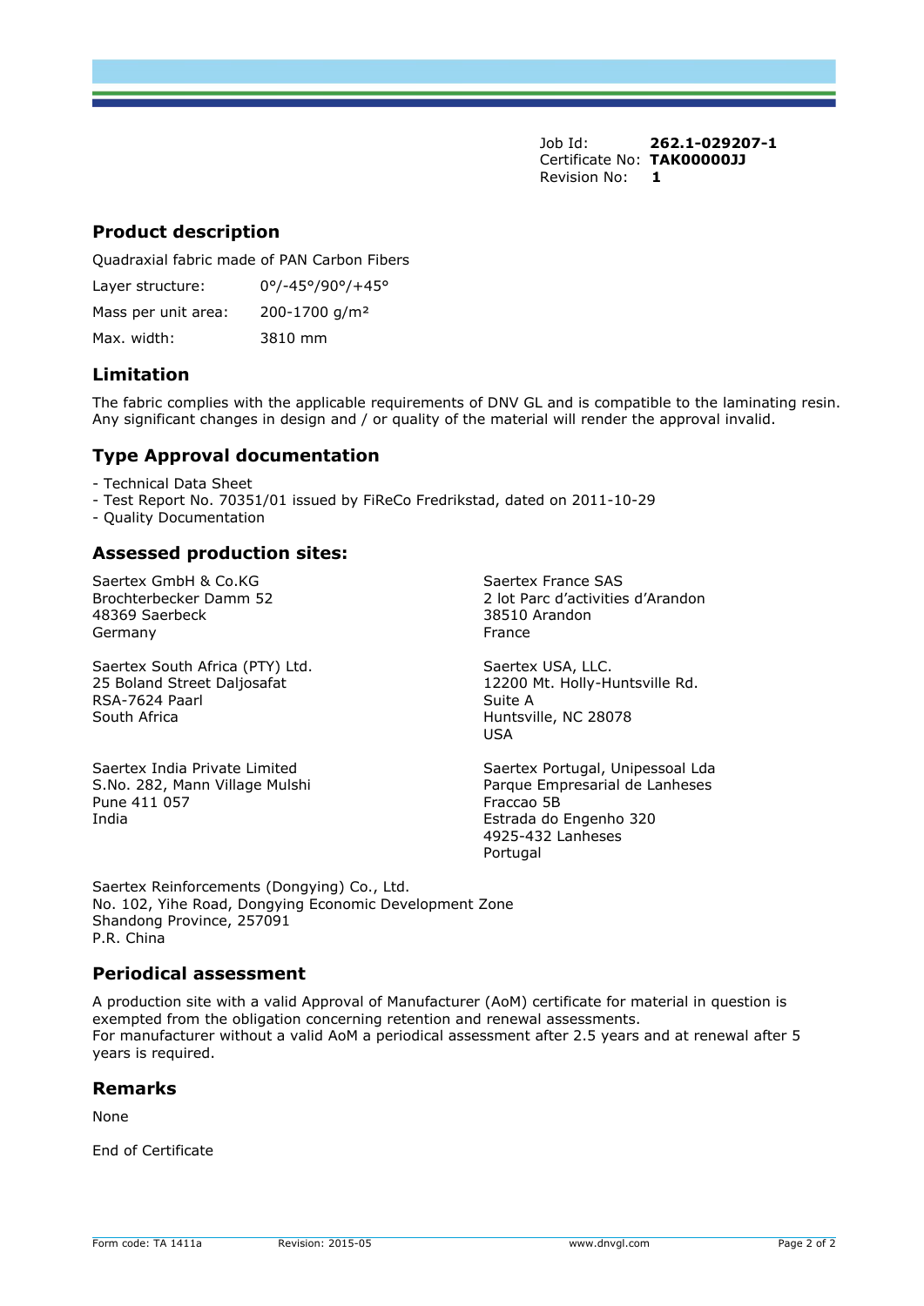Job Id: **262.1-029207-1**
Certificate No: **TAK00000JJ**
Revision No: **1**

## Product description

Quadraxial fabric made of PAN Carbon Fibers

| | |
|---|---|
| Layer structure: | 0°/-45°/90°/+45° |
| Mass per unit area: | 200-1700 g/m² |
| Max. width: | 3810 mm |

## Limitation

The fabric complies with the applicable requirements of DNV GL and is compatible to the laminating resin. Any significant changes in design and / or quality of the material will render the approval invalid.

## Type Approval documentation

- Technical Data Sheet
- Test Report No. 70351/01 issued by FiReCo Fredrikstad, dated on 2011-10-29
- Quality Documentation

## Assessed production sites:

Saertex GmbH & Co.KG
Brochterbecker Damm 52
48369 Saerbeck
Germany

Saertex France SAS
2 lot Parc d'activities d'Arandon
38510 Arandon
France

Saertex South Africa (PTY) Ltd.
25 Boland Street Daljosafat
RSA-7624 Paarl
South Africa

Saertex USA, LLC.
12200 Mt. Holly-Huntsville Rd.
Suite A
Huntsville, NC 28078
USA

Saertex India Private Limited
S.No. 282, Mann Village Mulshi
Pune 411 057
India

Saertex Portugal, Unipessoal Lda
Parque Empresarial de Lanheses
Fraccao 5B
Estrada do Engenho 320
4925-432 Lanheses
Portugal

Saertex Reinforcements (Dongying) Co., Ltd.
No. 102, Yihe Road, Dongying Economic Development Zone
Shandong Province, 257091
P.R. China

## Periodical assessment

A production site with a valid Approval of Manufacturer (AoM) certificate for material in question is exempted from the obligation concerning retention and renewal assessments.
For manufacturer without a valid AoM a periodical assessment after 2.5 years and at renewal after 5 years is required.

## Remarks

None

End of Certificate

Form code: TA 1411a    Revision: 2015-05    www.dnvgl.com